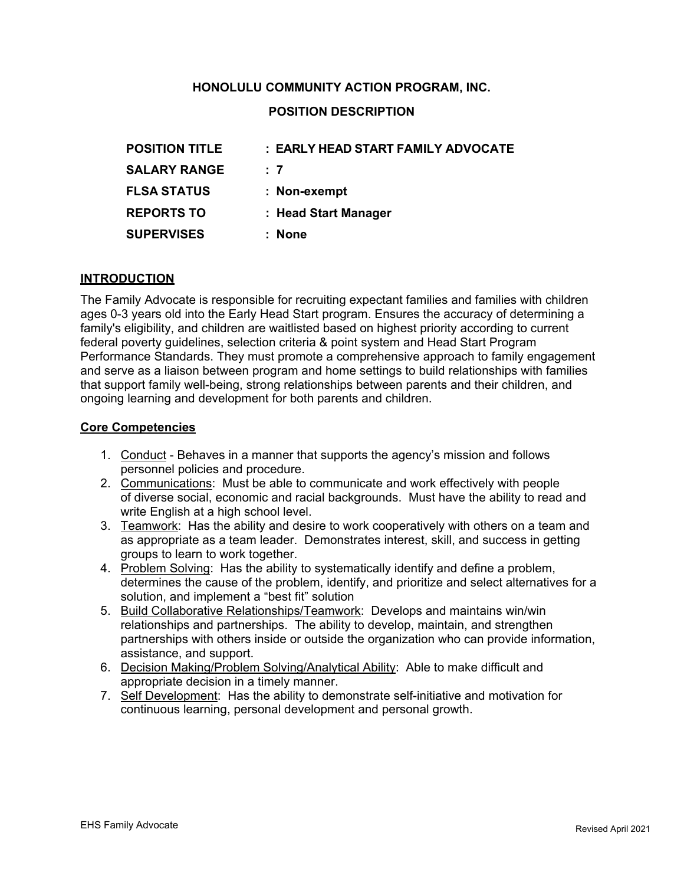**HONOLULU COMMUNITY ACTION PROGRAM, INC.**

**POSITION DESCRIPTION**

| | |
|---|---|
| **POSITION TITLE** | **: EARLY HEAD START FAMILY ADVOCATE** |
| **SALARY RANGE** | **: 7** |
| **FLSA STATUS** | **: Non-exempt** |
| **REPORTS TO** | **: Head Start Manager** |
| **SUPERVISES** | **: None** |

## INTRODUCTION

The Family Advocate is responsible for recruiting expectant families and families with children ages 0-3 years old into the Early Head Start program. Ensures the accuracy of determining a family's eligibility, and children are waitlisted based on highest priority according to current federal poverty guidelines, selection criteria & point system and Head Start Program Performance Standards. They must promote a comprehensive approach to family engagement and serve as a liaison between program and home settings to build relationships with families that support family well-being, strong relationships between parents and their children, and ongoing learning and development for both parents and children.

## Core Competencies

1. Conduct - Behaves in a manner that supports the agency's mission and follows personnel policies and procedure.
2. Communications: Must be able to communicate and work effectively with people of diverse social, economic and racial backgrounds. Must have the ability to read and write English at a high school level.
3. Teamwork: Has the ability and desire to work cooperatively with others on a team and as appropriate as a team leader. Demonstrates interest, skill, and success in getting groups to learn to work together.
4. Problem Solving: Has the ability to systematically identify and define a problem, determines the cause of the problem, identify, and prioritize and select alternatives for a solution, and implement a "best fit" solution
5. Build Collaborative Relationships/Teamwork: Develops and maintains win/win relationships and partnerships. The ability to develop, maintain, and strengthen partnerships with others inside or outside the organization who can provide information, assistance, and support.
6. Decision Making/Problem Solving/Analytical Ability: Able to make difficult and appropriate decision in a timely manner.
7. Self Development: Has the ability to demonstrate self-initiative and motivation for continuous learning, personal development and personal growth.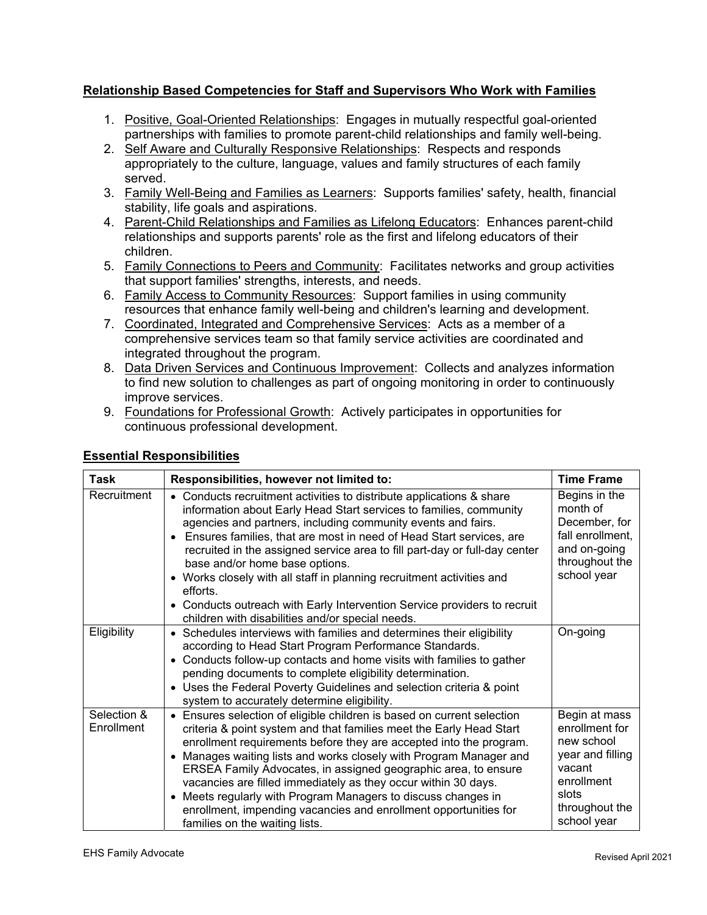**Relationship Based Competencies for Staff and Supervisors Who Work with Families**

1. Positive, Goal-Oriented Relationships: Engages in mutually respectful goal-oriented partnerships with families to promote parent-child relationships and family well-being.
2. Self Aware and Culturally Responsive Relationships: Respects and responds appropriately to the culture, language, values and family structures of each family served.
3. Family Well-Being and Families as Learners: Supports families' safety, health, financial stability, life goals and aspirations.
4. Parent-Child Relationships and Families as Lifelong Educators: Enhances parent-child relationships and supports parents' role as the first and lifelong educators of their children.
5. Family Connections to Peers and Community: Facilitates networks and group activities that support families' strengths, interests, and needs.
6. Family Access to Community Resources: Support families in using community resources that enhance family well-being and children's learning and development.
7. Coordinated, Integrated and Comprehensive Services: Acts as a member of a comprehensive services team so that family service activities are coordinated and integrated throughout the program.
8. Data Driven Services and Continuous Improvement: Collects and analyzes information to find new solution to challenges as part of ongoing monitoring in order to continuously improve services.
9. Foundations for Professional Growth: Actively participates in opportunities for continuous professional development.

**Essential Responsibilities**

| Task | Responsibilities, however not limited to: | Time Frame |
|---|---|---|
| Recruitment | • Conducts recruitment activities to distribute applications & share information about Early Head Start services to families, community agencies and partners, including community events and fairs.<br>• Ensures families, that are most in need of Head Start services, are recruited in the assigned service area to fill part-day or full-day center base and/or home base options.<br>• Works closely with all staff in planning recruitment activities and efforts.<br>• Conducts outreach with Early Intervention Service providers to recruit children with disabilities and/or special needs. | Begins in the month of December, for fall enrollment, and on-going throughout the school year |
| Eligibility | • Schedules interviews with families and determines their eligibility according to Head Start Program Performance Standards.<br>• Conducts follow-up contacts and home visits with families to gather pending documents to complete eligibility determination.<br>• Uses the Federal Poverty Guidelines and selection criteria & point system to accurately determine eligibility. | On-going |
| Selection & Enrollment | • Ensures selection of eligible children is based on current selection criteria & point system and that families meet the Early Head Start enrollment requirements before they are accepted into the program.<br>• Manages waiting lists and works closely with Program Manager and ERSEA Family Advocates, in assigned geographic area, to ensure vacancies are filled immediately as they occur within 30 days.<br>• Meets regularly with Program Managers to discuss changes in enrollment, impending vacancies and enrollment opportunities for families on the waiting lists. | Begin at mass enrollment for new school year and filling vacant enrollment slots throughout the school year |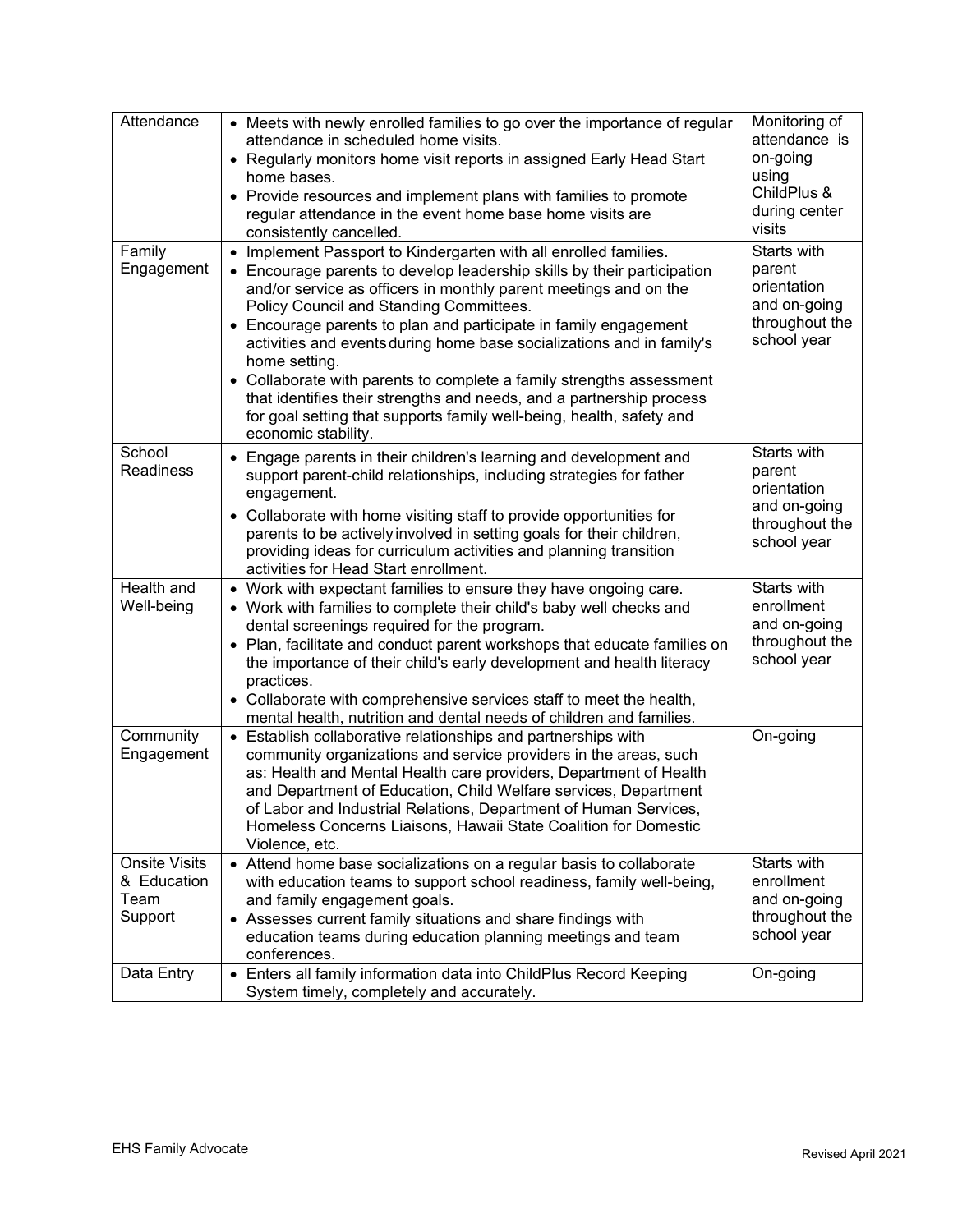| Attendance | • Meets with newly enrolled families to go over the importance of regular attendance in scheduled home visits.<br>• Regularly monitors home visit reports in assigned Early Head Start home bases.<br>• Provide resources and implement plans with families to promote regular attendance in the event home base home visits are consistently cancelled. | Monitoring of attendance is on-going using ChildPlus & during center visits |
|---|---|---|
| Family Engagement | • Implement Passport to Kindergarten with all enrolled families.<br>• Encourage parents to develop leadership skills by their participation and/or service as officers in monthly parent meetings and on the Policy Council and Standing Committees.<br>• Encourage parents to plan and participate in family engagement activities and events during home base socializations and in family's home setting.<br>• Collaborate with parents to complete a family strengths assessment that identifies their strengths and needs, and a partnership process for goal setting that supports family well-being, health, safety and economic stability. | Starts with parent orientation and on-going throughout the school year |
| School Readiness | • Engage parents in their children's learning and development and support parent-child relationships, including strategies for father engagement.<br>• Collaborate with home visiting staff to provide opportunities for parents to be actively involved in setting goals for their children, providing ideas for curriculum activities and planning transition activities for Head Start enrollment. | Starts with parent orientation and on-going throughout the school year |
| Health and Well-being | • Work with expectant families to ensure they have ongoing care.<br>• Work with families to complete their child's baby well checks and dental screenings required for the program.<br>• Plan, facilitate and conduct parent workshops that educate families on the importance of their child's early development and health literacy practices.<br>• Collaborate with comprehensive services staff to meet the health, mental health, nutrition and dental needs of children and families. | Starts with enrollment and on-going throughout the school year |
| Community Engagement | • Establish collaborative relationships and partnerships with community organizations and service providers in the areas, such as: Health and Mental Health care providers, Department of Health and Department of Education, Child Welfare services, Department of Labor and Industrial Relations, Department of Human Services, Homeless Concerns Liaisons, Hawaii State Coalition for Domestic Violence, etc. | On-going |
| Onsite Visits & Education Team Support | • Attend home base socializations on a regular basis to collaborate with education teams to support school readiness, family well-being, and family engagement goals.<br>• Assesses current family situations and share findings with education teams during education planning meetings and team conferences. | Starts with enrollment and on-going throughout the school year |
| Data Entry | • Enters all family information data into ChildPlus Record Keeping System timely, completely and accurately. | On-going |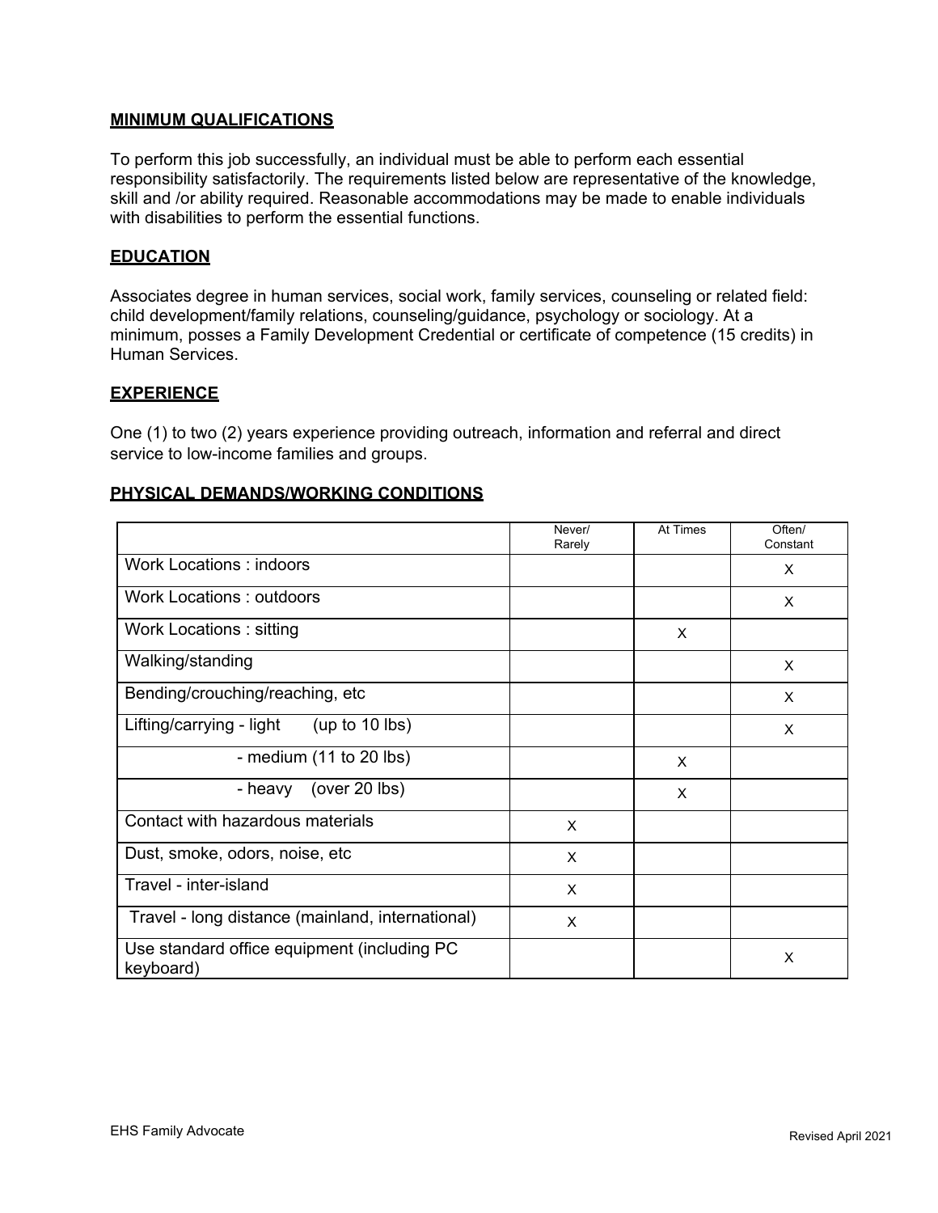## MINIMUM QUALIFICATIONS

To perform this job successfully, an individual must be able to perform each essential responsibility satisfactorily. The requirements listed below are representative of the knowledge, skill and /or ability required. Reasonable accommodations may be made to enable individuals with disabilities to perform the essential functions.

## EDUCATION

Associates degree in human services, social work, family services, counseling or related field: child development/family relations, counseling/guidance, psychology or sociology. At a minimum, posses a Family Development Credential or certificate of competence (15 credits) in Human Services.

## EXPERIENCE

One (1) to two (2) years experience providing outreach, information and referral and direct service to low-income families and groups.

## PHYSICAL DEMANDS/WORKING CONDITIONS

| | Never/ Rarely | At Times | Often/ Constant |
|---|---|---|---|
| Work Locations : indoors | | | X |
| Work Locations : outdoors | | | X |
| Work Locations : sitting | | X | |
| Walking/standing | | | X |
| Bending/crouching/reaching, etc | | | X |
| Lifting/carrying - light (up to 10 lbs) | | | X |
| - medium (11 to 20 lbs) | | X | |
| - heavy (over 20 lbs) | | X | |
| Contact with hazardous materials | X | | |
| Dust, smoke, odors, noise, etc | X | | |
| Travel - inter-island | X | | |
| Travel - long distance (mainland, international) | X | | |
| Use standard office equipment (including PC keyboard) | | | X |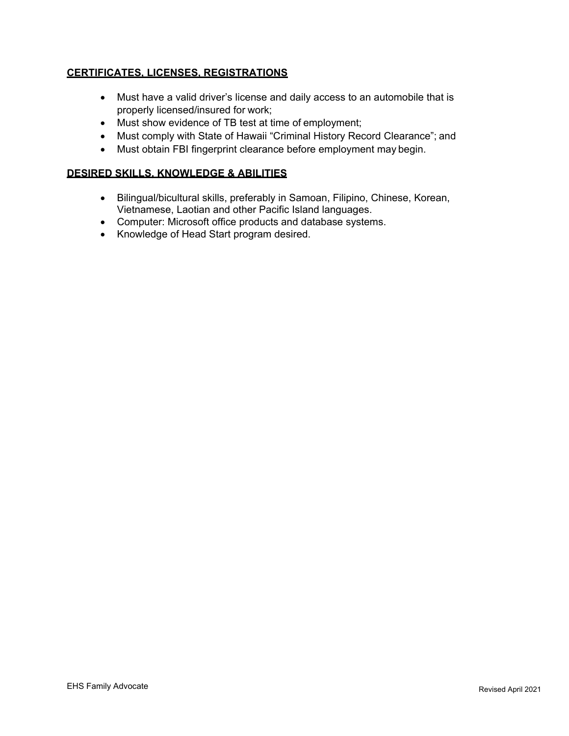## CERTIFICATES, LICENSES, REGISTRATIONS

- Must have a valid driver's license and daily access to an automobile that is properly licensed/insured for work;
- Must show evidence of TB test at time of employment;
- Must comply with State of Hawaii "Criminal History Record Clearance"; and
- Must obtain FBI fingerprint clearance before employment may begin.

## DESIRED SKILLS, KNOWLEDGE & ABILITIES

- Bilingual/bicultural skills, preferably in Samoan, Filipino, Chinese, Korean, Vietnamese, Laotian and other Pacific Island languages.
- Computer: Microsoft office products and database systems.
- Knowledge of Head Start program desired.